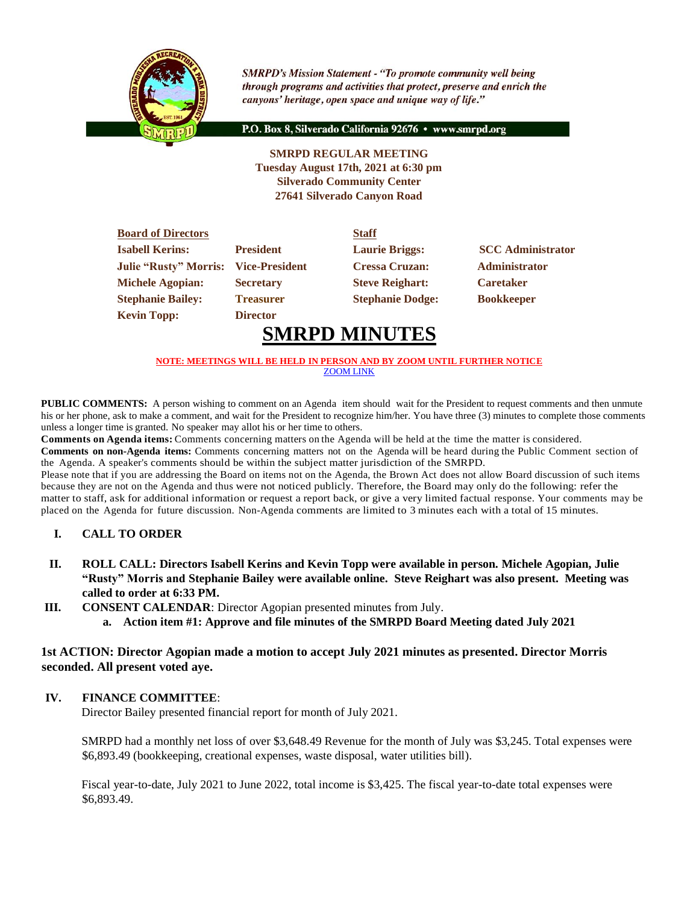*SMRPD's Mission Statement - "To promote community well being through programs and activities that protect, preserve and enrich the canyons' heritage, open space and unique way of life."*

P.O. Box 8, Silverado California 92676 • www.smrpd.org

**SMRPD REGULAR MEETING**
**Tuesday August 17th, 2021 at 6:30 pm**
**Silverado Community Center**
**27641 Silverado Canyon Road**

| **Board of Directors** | | **Staff** | |
|---|---|---|---|
| **Isabell Kerins:** | **President** | **Laurie Briggs:** | **SCC Administrator** |
| **Julie "Rusty" Morris:** | **Vice-President** | **Cressa Cruzan:** | **Administrator** |
| **Michele Agopian:** | **Secretary** | **Steve Reighart:** | **Caretaker** |
| **Stephanie Bailey:** | **Treasurer** | **Stephanie Dodge:** | **Bookkeeper** |
| **Kevin Topp:** | **Director** | | |

# SMRPD MINUTES

**NOTE: MEETINGS WILL BE HELD IN PERSON AND BY ZOOM UNTIL FURTHER NOTICE**
ZOOM LINK

**PUBLIC COMMENTS:** A person wishing to comment on an Agenda item should wait for the President to request comments and then unmute his or her phone, ask to make a comment, and wait for the President to recognize him/her. You have three (3) minutes to complete those comments unless a longer time is granted. No speaker may allot his or her time to others.
**Comments on Agenda items:** Comments concerning matters on the Agenda will be held at the time the matter is considered.
**Comments on non-Agenda items:** Comments concerning matters not on the Agenda will be heard during the Public Comment section of the Agenda. A speaker's comments should be within the subject matter jurisdiction of the SMRPD.
Please note that if you are addressing the Board on items not on the Agenda, the Brown Act does not allow Board discussion of such items because they are not on the Agenda and thus were not noticed publicly. Therefore, the Board may only do the following: refer the matter to staff, ask for additional information or request a report back, or give a very limited factual response. Your comments may be placed on the Agenda for future discussion. Non-Agenda comments are limited to 3 minutes each with a total of 15 minutes.

**I. CALL TO ORDER**

**II. ROLL CALL: Directors Isabell Kerins and Kevin Topp were available in person. Michele Agopian, Julie "Rusty" Morris and Stephanie Bailey were available online. Steve Reighart was also present. Meeting was called to order at 6:33 PM.**

**III. CONSENT CALENDAR**: Director Agopian presented minutes from July.

**a. Action item #1: Approve and file minutes of the SMRPD Board Meeting dated July 2021**

**1st ACTION: Director Agopian made a motion to accept July 2021 minutes as presented. Director Morris seconded. All present voted aye.**

**IV. FINANCE COMMITTEE**:

Director Bailey presented financial report for month of July 2021.

SMRPD had a monthly net loss of over $3,648.49 Revenue for the month of July was $3,245. Total expenses were $6,893.49 (bookkeeping, creational expenses, waste disposal, water utilities bill).

Fiscal year-to-date, July 2021 to June 2022, total income is $3,425. The fiscal year-to-date total expenses were $6,893.49.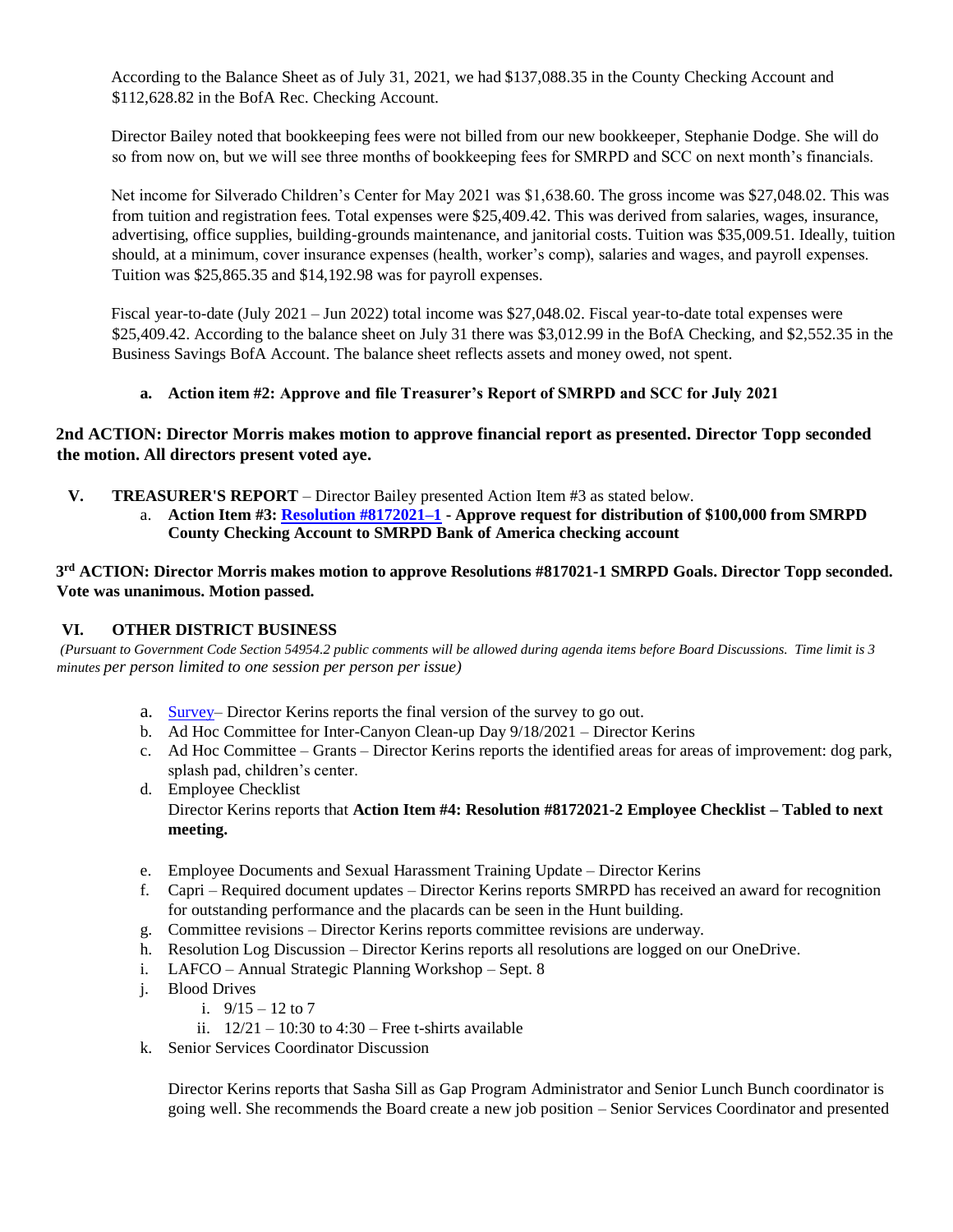According to the Balance Sheet as of July 31, 2021, we had $137,088.35 in the County Checking Account and $112,628.82 in the BofA Rec. Checking Account.

Director Bailey noted that bookkeeping fees were not billed from our new bookkeeper, Stephanie Dodge. She will do so from now on, but we will see three months of bookkeeping fees for SMRPD and SCC on next month's financials.

Net income for Silverado Children's Center for May 2021 was $1,638.60. The gross income was $27,048.02. This was from tuition and registration fees. Total expenses were $25,409.42. This was derived from salaries, wages, insurance, advertising, office supplies, building-grounds maintenance, and janitorial costs. Tuition was $35,009.51. Ideally, tuition should, at a minimum, cover insurance expenses (health, worker's comp), salaries and wages, and payroll expenses. Tuition was $25,865.35 and $14,192.98 was for payroll expenses.

Fiscal year-to-date (July 2021 – Jun 2022) total income was $27,048.02. Fiscal year-to-date total expenses were $25,409.42. According to the balance sheet on July 31 there was $3,012.99 in the BofA Checking, and $2,552.35 in the Business Savings BofA Account. The balance sheet reflects assets and money owed, not spent.

a. **Action item #2: Approve and file Treasurer's Report of SMRPD and SCC for July 2021**

**2nd ACTION: Director Morris makes motion to approve financial report as presented. Director Topp seconded the motion. All directors present voted aye.**

**V. TREASURER'S REPORT** – Director Bailey presented Action Item #3 as stated below.

a. **Action Item #3: Resolution #8172021–1 - Approve request for distribution of $100,000 from SMRPD County Checking Account to SMRPD Bank of America checking account**

**3rd ACTION: Director Morris makes motion to approve Resolutions #817021-1 SMRPD Goals. Director Topp seconded. Vote was unanimous. Motion passed.**

**VI. OTHER DISTRICT BUSINESS**

*(Pursuant to Government Code Section 54954.2 public comments will be allowed during agenda items before Board Discussions. Time limit is 3 minutes per person limited to one session per person per issue)*

a. Survey– Director Kerins reports the final version of the survey to go out.
b. Ad Hoc Committee for Inter-Canyon Clean-up Day 9/18/2021 – Director Kerins
c. Ad Hoc Committee – Grants – Director Kerins reports the identified areas for areas of improvement: dog park, splash pad, children's center.
d. Employee Checklist
   Director Kerins reports that **Action Item #4: Resolution #8172021-2 Employee Checklist – Tabled to next meeting.**
e. Employee Documents and Sexual Harassment Training Update – Director Kerins
f. Capri – Required document updates – Director Kerins reports SMRPD has received an award for recognition for outstanding performance and the placards can be seen in the Hunt building.
g. Committee revisions – Director Kerins reports committee revisions are underway.
h. Resolution Log Discussion – Director Kerins reports all resolutions are logged on our OneDrive.
i. LAFCO – Annual Strategic Planning Workshop – Sept. 8
j. Blood Drives
   i. 9/15 – 12 to 7
   ii. 12/21 – 10:30 to 4:30 – Free t-shirts available
k. Senior Services Coordinator Discussion

   Director Kerins reports that Sasha Sill as Gap Program Administrator and Senior Lunch Bunch coordinator is going well. She recommends the Board create a new job position – Senior Services Coordinator and presented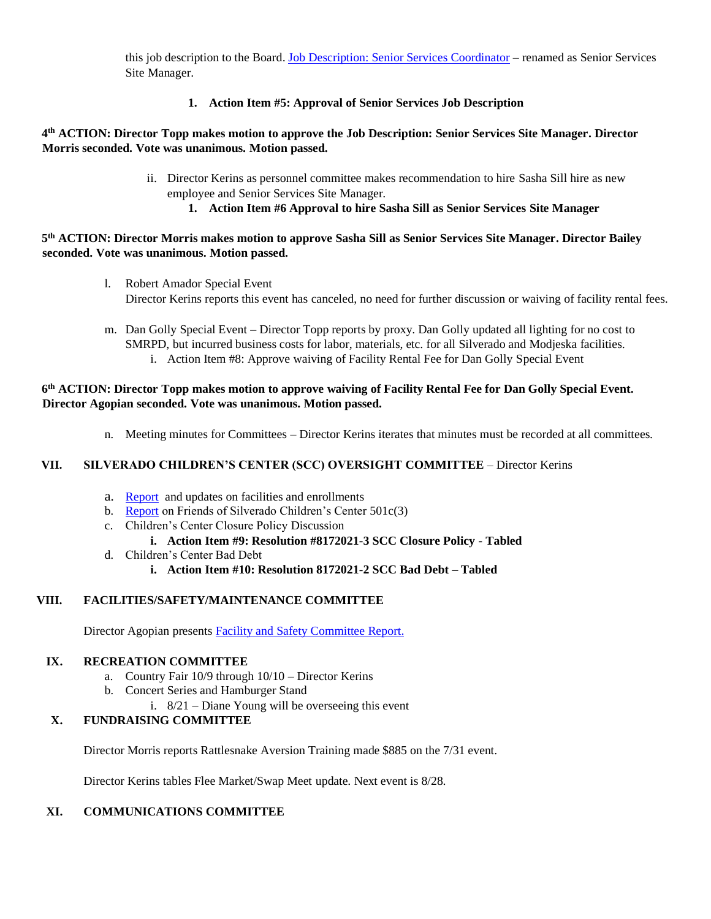this job description to the Board. Job Description: Senior Services Coordinator – renamed as Senior Services Site Manager.

1. **Action Item #5: Approval of Senior Services Job Description**

**4th ACTION: Director Topp makes motion to approve the Job Description: Senior Services Site Manager. Director Morris seconded. Vote was unanimous. Motion passed.**

ii. Director Kerins as personnel committee makes recommendation to hire Sasha Sill hire as new employee and Senior Services Site Manager.

1. **Action Item #6 Approval to hire Sasha Sill as Senior Services Site Manager**

**5th ACTION: Director Morris makes motion to approve Sasha Sill as Senior Services Site Manager. Director Bailey seconded. Vote was unanimous. Motion passed.**

l. Robert Amador Special Event
   Director Kerins reports this event has canceled, no need for further discussion or waiving of facility rental fees.

m. Dan Golly Special Event – Director Topp reports by proxy. Dan Golly updated all lighting for no cost to SMRPD, but incurred business costs for labor, materials, etc. for all Silverado and Modjeska facilities.
   i. Action Item #8: Approve waiving of Facility Rental Fee for Dan Golly Special Event

**6th ACTION: Director Topp makes motion to approve waiving of Facility Rental Fee for Dan Golly Special Event. Director Agopian seconded. Vote was unanimous. Motion passed.**

n. Meeting minutes for Committees – Director Kerins iterates that minutes must be recorded at all committees.

## VII. SILVERADO CHILDREN'S CENTER (SCC) OVERSIGHT COMMITTEE – Director Kerins

a. Report and updates on facilities and enrollments
b. Report on Friends of Silverado Children's Center 501c(3)
c. Children's Center Closure Policy Discussion
   i. **Action Item #9: Resolution #8172021-3 SCC Closure Policy - Tabled**
d. Children's Center Bad Debt
   i. **Action Item #10: Resolution 8172021-2 SCC Bad Debt – Tabled**

## VIII. FACILITIES/SAFETY/MAINTENANCE COMMITTEE

Director Agopian presents Facility and Safety Committee Report.

## IX. RECREATION COMMITTEE

a. Country Fair 10/9 through 10/10 – Director Kerins
b. Concert Series and Hamburger Stand
   i. 8/21 – Diane Young will be overseeing this event

## X. FUNDRAISING COMMITTEE

Director Morris reports Rattlesnake Aversion Training made $885 on the 7/31 event.

Director Kerins tables Flee Market/Swap Meet update. Next event is 8/28.

## XI. COMMUNICATIONS COMMITTEE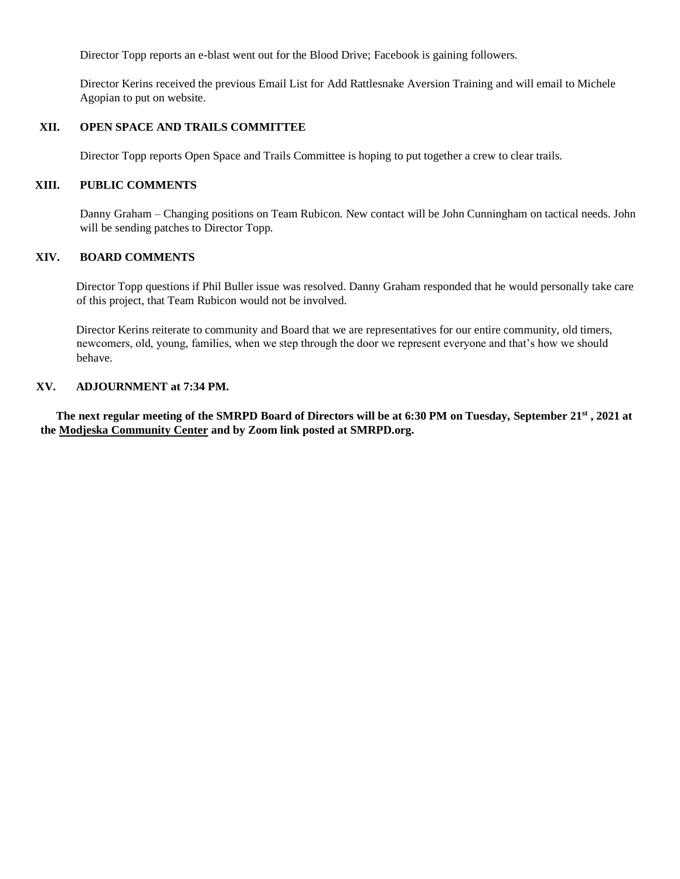Director Topp reports an e-blast went out for the Blood Drive; Facebook is gaining followers.

Director Kerins received the previous Email List for Add Rattlesnake Aversion Training and will email to Michele Agopian to put on website.

## XII. OPEN SPACE AND TRAILS COMMITTEE

Director Topp reports Open Space and Trails Committee is hoping to put together a crew to clear trails.

## XIII. PUBLIC COMMENTS

Danny Graham – Changing positions on Team Rubicon. New contact will be John Cunningham on tactical needs. John will be sending patches to Director Topp.

## XIV. BOARD COMMENTS

Director Topp questions if Phil Buller issue was resolved. Danny Graham responded that he would personally take care of this project, that Team Rubicon would not be involved.

Director Kerins reiterate to community and Board that we are representatives for our entire community, old timers, newcomers, old, young, families, when we step through the door we represent everyone and that's how we should behave.

## XV. ADJOURNMENT at 7:34 PM.

**The next regular meeting of the SMRPD Board of Directors will be at 6:30 PM on Tuesday, September 21st , 2021 at the Modjeska Community Center and by Zoom link posted at SMRPD.org.**